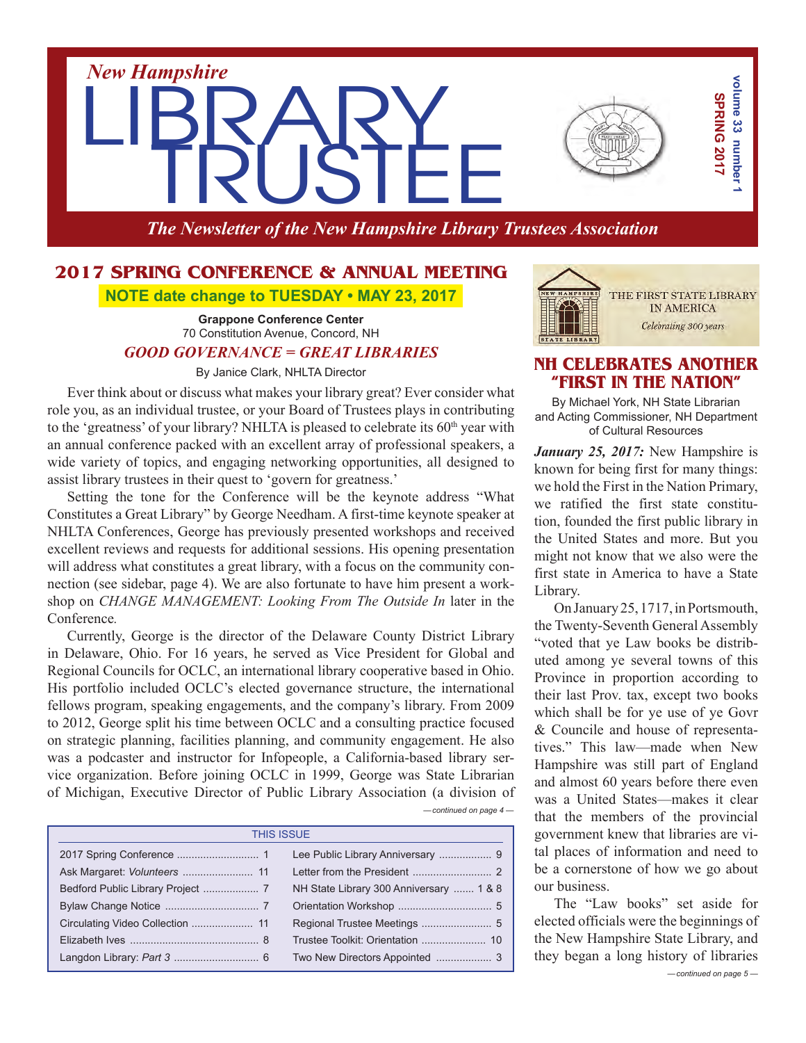# New Hampshire LIBRARY TRUSTEE

*The Newsletter of the New Hampshire Library Trustees Association*

volume 33 number 1
SPRING 2017

## 2017 SPRING CONFERENCE & ANNUAL MEETING

**NOTE date change to TUESDAY • MAY 23, 2017**

**Grappone Conference Center**
70 Constitution Avenue, Concord, NH

### *GOOD GOVERNANCE = GREAT LIBRARIES*

By Janice Clark, NHLTA Director

Ever think about or discuss what makes your library great? Ever consider what role you, as an individual trustee, or your Board of Trustees plays in contributing to the 'greatness' of your library? NHLTA is pleased to celebrate its 60th year with an annual conference packed with an excellent array of professional speakers, a wide variety of topics, and engaging networking opportunities, all designed to assist library trustees in their quest to 'govern for greatness.'

Setting the tone for the Conference will be the keynote address "What Constitutes a Great Library" by George Needham. A first-time keynote speaker at NHLTA Conferences, George has previously presented workshops and received excellent reviews and requests for additional sessions. His opening presentation will address what constitutes a great library, with a focus on the community connection (see sidebar, page 4). We are also fortunate to have him present a workshop on *CHANGE MANAGEMENT: Looking From The Outside In* later in the Conference.

Currently, George is the director of the Delaware County District Library in Delaware, Ohio. For 16 years, he served as Vice President for Global and Regional Councils for OCLC, an international library cooperative based in Ohio. His portfolio included OCLC's elected governance structure, the international fellows program, speaking engagements, and the company's library. From 2009 to 2012, George split his time between OCLC and a consulting practice focused on strategic planning, facilities planning, and community engagement. He also was a podcaster and instructor for Infopeople, a California-based library service organization. Before joining OCLC in 1999, George was State Librarian of Michigan, Executive Director of Public Library Association (a division of

*— continued on page 4 —*

| THIS ISSUE | | | |
|---|---|---|---|
| 2017 Spring Conference | 1 | Lee Public Library Anniversary | 9 |
| Ask Margaret: *Volunteers* | 11 | Letter from the President | 2 |
| Bedford Public Library Project | 7 | NH State Library 300 Anniversary | 1 & 8 |
| Bylaw Change Notice | 7 | Orientation Workshop | 5 |
| Circulating Video Collection | 11 | Regional Trustee Meetings | 5 |
| Elizabeth Ives | 8 | Trustee Toolkit: Orientation | 10 |
| Langdon Library: *Part 3* | 6 | Two New Directors Appointed | 3 |

NEW HAMPSHIRE STATE LIBRARY — THE FIRST STATE LIBRARY IN AMERICA — *Celebrating 300 years*

## NH CELEBRATES ANOTHER "FIRST IN THE NATION"

By Michael York, NH State Librarian and Acting Commissioner, NH Department of Cultural Resources

***January 25, 2017:*** New Hampshire is known for being first for many things: we hold the First in the Nation Primary, we ratified the first state constitution, founded the first public library in the United States and more. But you might not know that we also were the first state in America to have a State Library.

On January 25, 1717, in Portsmouth, the Twenty-Seventh General Assembly "voted that ye Law books be distributed among ye several towns of this Province in proportion according to their last Prov. tax, except two books which shall be for ye use of ye Govr & Councile and house of representatives." This law—made when New Hampshire was still part of England and almost 60 years before there even was a United States—makes it clear that the members of the provincial government knew that libraries are vital places of information and need to be a cornerstone of how we go about our business.

The "Law books" set aside for elected officials were the beginnings of the New Hampshire State Library, and they began a long history of libraries

*— continued on page 5 —*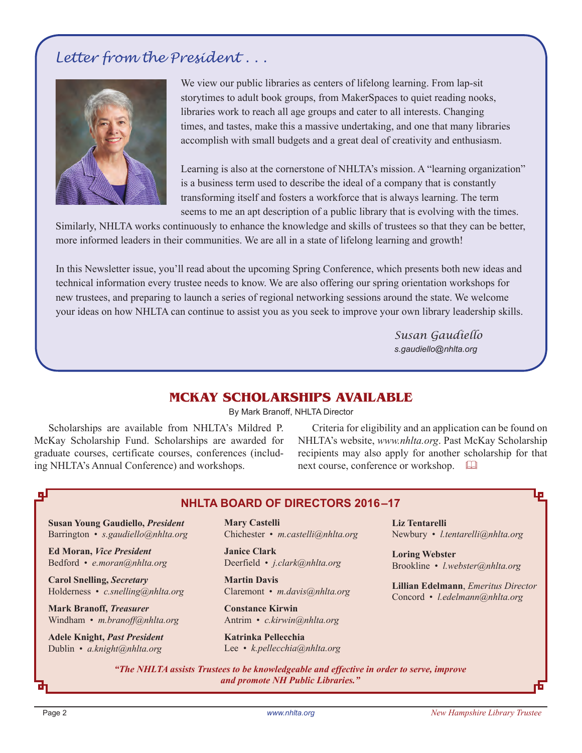## *Letter from the President . . .*

We view our public libraries as centers of lifelong learning. From lap-sit storytimes to adult book groups, from MakerSpaces to quiet reading nooks, libraries work to reach all age groups and cater to all interests. Changing times, and tastes, make this a massive undertaking, and one that many libraries accomplish with small budgets and a great deal of creativity and enthusiasm.

Learning is also at the cornerstone of NHLTA's mission. A "learning organization" is a business term used to describe the ideal of a company that is constantly transforming itself and fosters a workforce that is always learning. The term seems to me an apt description of a public library that is evolving with the times. Similarly, NHLTA works continuously to enhance the knowledge and skills of trustees so that they can be better, more informed leaders in their communities. We are all in a state of lifelong learning and growth!

In this Newsletter issue, you'll read about the upcoming Spring Conference, which presents both new ideas and technical information every trustee needs to know. We are also offering our spring orientation workshops for new trustees, and preparing to launch a series of regional networking sessions around the state. We welcome your ideas on how NHLTA can continue to assist you as you seek to improve your own library leadership skills.

*Susan Gaudiello*
*s.gaudiello@nhlta.org*

## MCKAY SCHOLARSHIPS AVAILABLE

By Mark Branoff, NHLTA Director

Scholarships are available from NHLTA's Mildred P. McKay Scholarship Fund. Scholarships are awarded for graduate courses, certificate courses, conferences (including NHLTA's Annual Conference) and workshops.

Criteria for eligibility and an application can be found on NHLTA's website, *www.nhlta.org*. Past McKay Scholarship recipients may also apply for another scholarship for that next course, conference or workshop.

## NHLTA BOARD OF DIRECTORS 2016–17

**Susan Young Gaudiello, *President***
Barrington • *s.gaudiello@nhlta.org*

**Ed Moran, *Vice President***
Bedford • *e.moran@nhlta.org*

**Carol Snelling, *Secretary***
Holderness • *c.snelling@nhlta.org*

**Mark Branoff, *Treasurer***
Windham • *m.branoff@nhlta.org*

**Adele Knight, *Past President***
Dublin • *a.knight@nhlta.org*

**Mary Castelli**
Chichester • *m.castelli@nhlta.org*

**Janice Clark**
Deerfield • *j.clark@nhlta.org*

**Martin Davis**
Claremont • *m.davis@nhlta.org*

**Constance Kirwin**
Antrim • *c.kirwin@nhlta.org*

**Katrinka Pellecchia**
Lee • *k.pellecchia@nhlta.org*

**Liz Tentarelli**
Newbury • *l.tentarelli@nhlta.org*

**Loring Webster**
Brookline • *l.webster@nhlta.org*

**Lillian Edelmann**, *Emeritus Director*
Concord • *l.edelmann@nhlta.org*

***"The NHLTA assists Trustees to be knowledgeable and effective in order to serve, improve and promote NH Public Libraries."***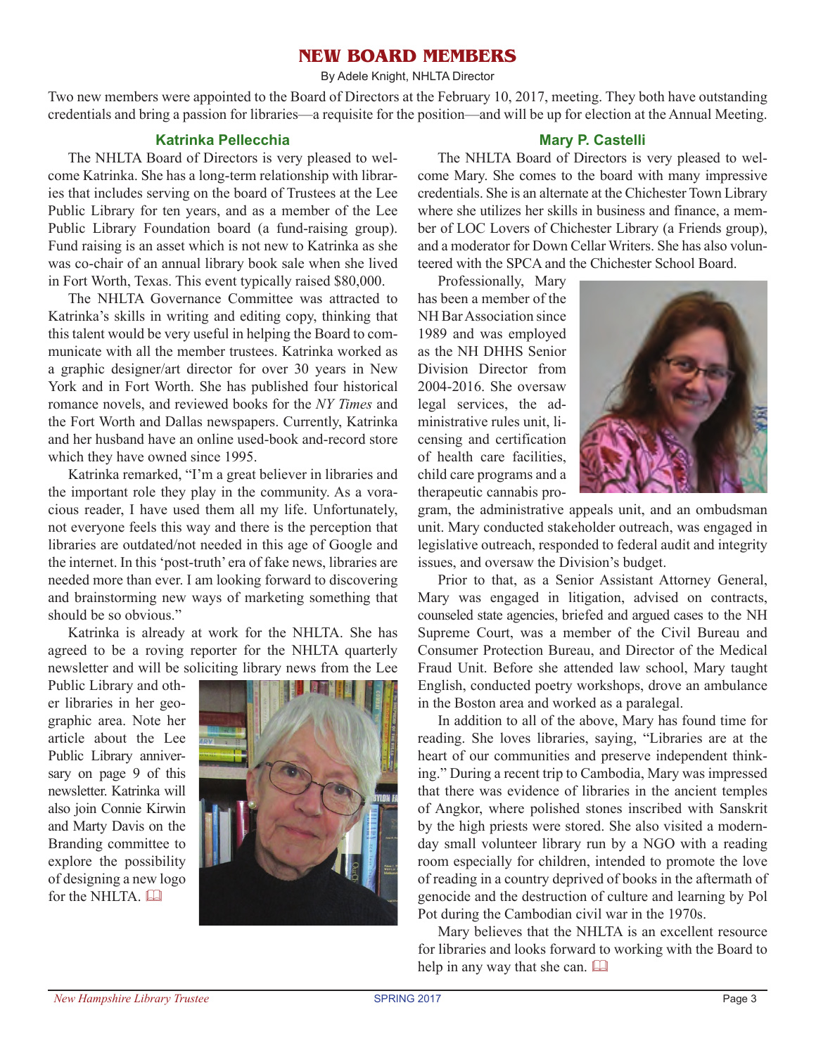# NEW BOARD MEMBERS

By Adele Knight, NHLTA Director

Two new members were appointed to the Board of Directors at the February 10, 2017, meeting. They both have outstanding credentials and bring a passion for libraries—a requisite for the position—and will be up for election at the Annual Meeting.

## Katrinka Pellecchia

The NHLTA Board of Directors is very pleased to welcome Katrinka. She has a long-term relationship with libraries that includes serving on the board of Trustees at the Lee Public Library for ten years, and as a member of the Lee Public Library Foundation board (a fund-raising group). Fund raising is an asset which is not new to Katrinka as she was co-chair of an annual library book sale when she lived in Fort Worth, Texas. This event typically raised $80,000.

The NHLTA Governance Committee was attracted to Katrinka's skills in writing and editing copy, thinking that this talent would be very useful in helping the Board to communicate with all the member trustees. Katrinka worked as a graphic designer/art director for over 30 years in New York and in Fort Worth. She has published four historical romance novels, and reviewed books for the *NY Times* and the Fort Worth and Dallas newspapers. Currently, Katrinka and her husband have an online used-book and-record store which they have owned since 1995.

Katrinka remarked, "I'm a great believer in libraries and the important role they play in the community. As a voracious reader, I have used them all my life. Unfortunately, not everyone feels this way and there is the perception that libraries are outdated/not needed in this age of Google and the internet. In this 'post-truth' era of fake news, libraries are needed more than ever. I am looking forward to discovering and brainstorming new ways of marketing something that should be so obvious."

Katrinka is already at work for the NHLTA. She has agreed to be a roving reporter for the NHLTA quarterly newsletter and will be soliciting library news from the Lee Public Library and other libraries in her geographic area. Note her article about the Lee Public Library anniversary on page 9 of this newsletter. Katrinka will also join Connie Kirwin and Marty Davis on the Branding committee to explore the possibility of designing a new logo for the NHLTA.

## Mary P. Castelli

The NHLTA Board of Directors is very pleased to welcome Mary. She comes to the board with many impressive credentials. She is an alternate at the Chichester Town Library where she utilizes her skills in business and finance, a member of LOC Lovers of Chichester Library (a Friends group), and a moderator for Down Cellar Writers. She has also volunteered with the SPCA and the Chichester School Board.

Professionally, Mary has been a member of the NH Bar Association since 1989 and was employed as the NH DHHS Senior Division Director from 2004-2016. She oversaw legal services, the administrative rules unit, licensing and certification of health care facilities, child care programs and a therapeutic cannabis program, the administrative appeals unit, and an ombudsman unit. Mary conducted stakeholder outreach, was engaged in legislative outreach, responded to federal audit and integrity issues, and oversaw the Division's budget.

Prior to that, as a Senior Assistant Attorney General, Mary was engaged in litigation, advised on contracts, counseled state agencies, briefed and argued cases to the NH Supreme Court, was a member of the Civil Bureau and Consumer Protection Bureau, and Director of the Medical Fraud Unit. Before she attended law school, Mary taught English, conducted poetry workshops, drove an ambulance in the Boston area and worked as a paralegal.

In addition to all of the above, Mary has found time for reading. She loves libraries, saying, "Libraries are at the heart of our communities and preserve independent thinking." During a recent trip to Cambodia, Mary was impressed that there was evidence of libraries in the ancient temples of Angkor, where polished stones inscribed with Sanskrit by the high priests were stored. She also visited a modern-day small volunteer library run by a NGO with a reading room especially for children, intended to promote the love of reading in a country deprived of books in the aftermath of genocide and the destruction of culture and learning by Pol Pot during the Cambodian civil war in the 1970s.

Mary believes that the NHLTA is an excellent resource for libraries and looks forward to working with the Board to help in any way that she can.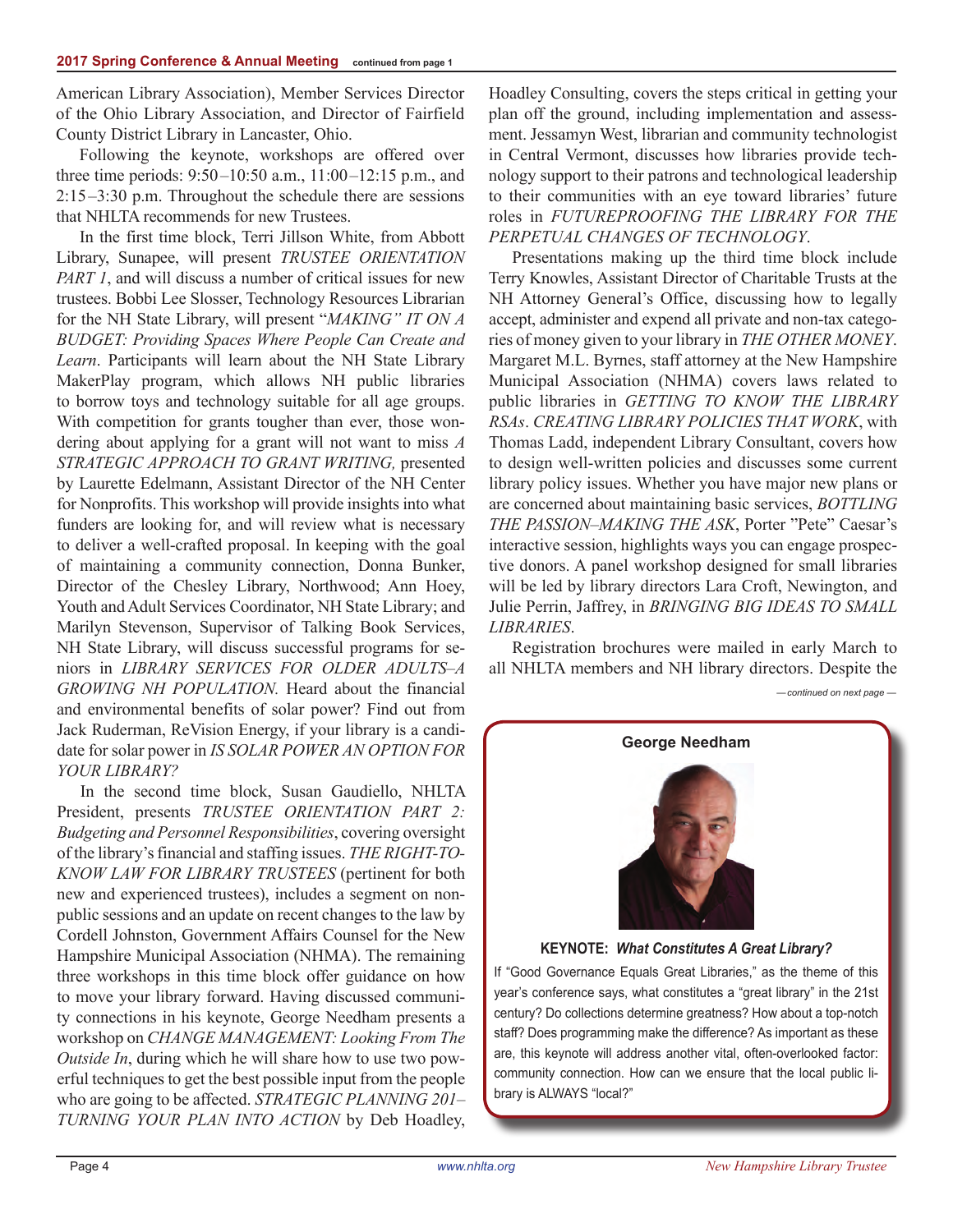American Library Association), Member Services Director of the Ohio Library Association, and Director of Fairfield County District Library in Lancaster, Ohio.

Following the keynote, workshops are offered over three time periods: 9:50–10:50 a.m., 11:00–12:15 p.m., and 2:15–3:30 p.m. Throughout the schedule there are sessions that NHLTA recommends for new Trustees.

In the first time block, Terri Jillson White, from Abbott Library, Sunapee, will present *TRUSTEE ORIENTATION PART 1*, and will discuss a number of critical issues for new trustees. Bobbi Lee Slosser, Technology Resources Librarian for the NH State Library, will present "*MAKING" IT ON A BUDGET: Providing Spaces Where People Can Create and Learn*. Participants will learn about the NH State Library MakerPlay program, which allows NH public libraries to borrow toys and technology suitable for all age groups. With competition for grants tougher than ever, those wondering about applying for a grant will not want to miss *A STRATEGIC APPROACH TO GRANT WRITING,* presented by Laurette Edelmann, Assistant Director of the NH Center for Nonprofits. This workshop will provide insights into what funders are looking for, and will review what is necessary to deliver a well-crafted proposal. In keeping with the goal of maintaining a community connection, Donna Bunker, Director of the Chesley Library, Northwood; Ann Hoey, Youth and Adult Services Coordinator, NH State Library; and Marilyn Stevenson, Supervisor of Talking Book Services, NH State Library, will discuss successful programs for seniors in *LIBRARY SERVICES FOR OLDER ADULTS–A GROWING NH POPULATION.* Heard about the financial and environmental benefits of solar power? Find out from Jack Ruderman, ReVision Energy, if your library is a candidate for solar power in *IS SOLAR POWER AN OPTION FOR YOUR LIBRARY?*

In the second time block, Susan Gaudiello, NHLTA President, presents *TRUSTEE ORIENTATION PART 2: Budgeting and Personnel Responsibilities*, covering oversight of the library's financial and staffing issues. *THE RIGHT-TO-KNOW LAW FOR LIBRARY TRUSTEES* (pertinent for both new and experienced trustees), includes a segment on non-public sessions and an update on recent changes to the law by Cordell Johnston, Government Affairs Counsel for the New Hampshire Municipal Association (NHMA). The remaining three workshops in this time block offer guidance on how to move your library forward. Having discussed community connections in his keynote, George Needham presents a workshop on *CHANGE MANAGEMENT: Looking From The Outside In*, during which he will share how to use two powerful techniques to get the best possible input from the people who are going to be affected. *STRATEGIC PLANNING 201–TURNING YOUR PLAN INTO ACTION* by Deb Hoadley, Hoadley Consulting, covers the steps critical in getting your plan off the ground, including implementation and assessment. Jessamyn West, librarian and community technologist in Central Vermont, discusses how libraries provide technology support to their patrons and technological leadership to their communities with an eye toward libraries' future roles in *FUTUREPROOFING THE LIBRARY FOR THE PERPETUAL CHANGES OF TECHNOLOGY*.

Presentations making up the third time block include Terry Knowles, Assistant Director of Charitable Trusts at the NH Attorney General's Office, discussing how to legally accept, administer and expend all private and non-tax categories of money given to your library in *THE OTHER MONEY*. Margaret M.L. Byrnes, staff attorney at the New Hampshire Municipal Association (NHMA) covers laws related to public libraries in *GETTING TO KNOW THE LIBRARY RSAs*. *CREATING LIBRARY POLICIES THAT WORK*, with Thomas Ladd, independent Library Consultant, covers how to design well-written policies and discusses some current library policy issues. Whether you have major new plans or are concerned about maintaining basic services, *BOTTLING THE PASSION–MAKING THE ASK*, Porter "Pete" Caesar's interactive session, highlights ways you can engage prospective donors. A panel workshop designed for small libraries will be led by library directors Lara Croft, Newington, and Julie Perrin, Jaffrey, in *BRINGING BIG IDEAS TO SMALL LIBRARIES*.

Registration brochures were mailed in early March to all NHLTA members and NH library directors. Despite the

*—continued on next page—*

**George Needham**

**KEYNOTE:** ***What Constitutes A Great Library?***

If "Good Governance Equals Great Libraries," as the theme of this year's conference says, what constitutes a "great library" in the 21st century? Do collections determine greatness? How about a top-notch staff? Does programming make the difference? As important as these are, this keynote will address another vital, often-overlooked factor: community connection. How can we ensure that the local public library is ALWAYS "local?"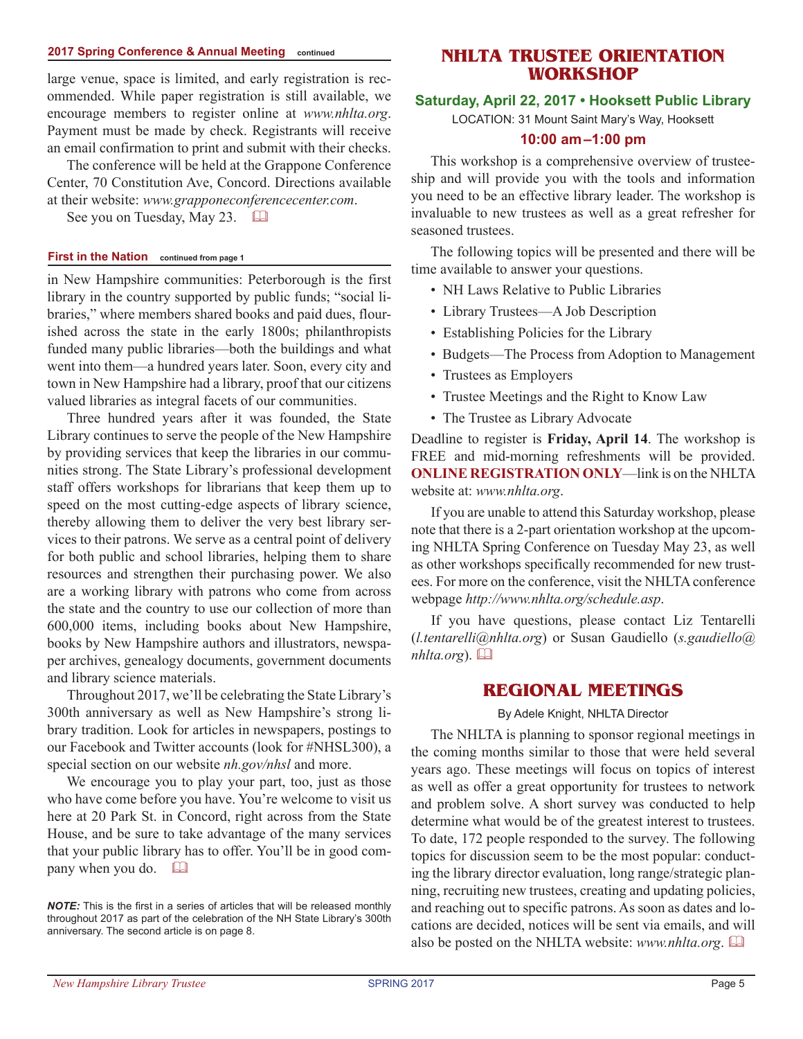#### 2017 Spring Conference & Annual Meeting *continued*

large venue, space is limited, and early registration is recommended. While paper registration is still available, we encourage members to register online at *www.nhlta.org*. Payment must be made by check. Registrants will receive an email confirmation to print and submit with their checks.

The conference will be held at the Grappone Conference Center, 70 Constitution Ave, Concord. Directions available at their website: *www.grapponeconferencecenter.com*.

See you on Tuesday, May 23.

#### First in the Nation *continued from page 1*

in New Hampshire communities: Peterborough is the first library in the country supported by public funds; "social libraries," where members shared books and paid dues, flourished across the state in the early 1800s; philanthropists funded many public libraries—both the buildings and what went into them—a hundred years later. Soon, every city and town in New Hampshire had a library, proof that our citizens valued libraries as integral facets of our communities.

Three hundred years after it was founded, the State Library continues to serve the people of the New Hampshire by providing services that keep the libraries in our communities strong. The State Library's professional development staff offers workshops for librarians that keep them up to speed on the most cutting-edge aspects of library science, thereby allowing them to deliver the very best library services to their patrons. We serve as a central point of delivery for both public and school libraries, helping them to share resources and strengthen their purchasing power. We also are a working library with patrons who come from across the state and the country to use our collection of more than 600,000 items, including books about New Hampshire, books by New Hampshire authors and illustrators, newspaper archives, genealogy documents, government documents and library science materials.

Throughout 2017, we'll be celebrating the State Library's 300th anniversary as well as New Hampshire's strong library tradition. Look for articles in newspapers, postings to our Facebook and Twitter accounts (look for #NHSL300), a special section on our website *nh.gov/nhsl* and more.

We encourage you to play your part, too, just as those who have come before you have. You're welcome to visit us here at 20 Park St. in Concord, right across from the State House, and be sure to take advantage of the many services that your public library has to offer. You'll be in good company when you do.

***NOTE:*** This is the first in a series of articles that will be released monthly throughout 2017 as part of the celebration of the NH State Library's 300th anniversary. The second article is on page 8.

## NHLTA TRUSTEE ORIENTATION WORKSHOP

**Saturday, April 22, 2017 • Hooksett Public Library**

LOCATION: 31 Mount Saint Mary's Way, Hooksett

**10:00 am – 1:00 pm**

This workshop is a comprehensive overview of trusteeship and will provide you with the tools and information you need to be an effective library leader. The workshop is invaluable to new trustees as well as a great refresher for seasoned trustees.

The following topics will be presented and there will be time available to answer your questions.

- NH Laws Relative to Public Libraries
- Library Trustees—A Job Description
- Establishing Policies for the Library
- Budgets—The Process from Adoption to Management
- Trustees as Employers
- Trustee Meetings and the Right to Know Law
- The Trustee as Library Advocate

Deadline to register is **Friday, April 14**. The workshop is FREE and mid-morning refreshments will be provided. **ONLINE REGISTRATION ONLY**—link is on the NHLTA website at: *www.nhlta.org*.

If you are unable to attend this Saturday workshop, please note that there is a 2-part orientation workshop at the upcoming NHLTA Spring Conference on Tuesday May 23, as well as other workshops specifically recommended for new trustees. For more on the conference, visit the NHLTA conference webpage *http://www.nhlta.org/schedule.asp*.

If you have questions, please contact Liz Tentarelli (*l.tentarelli@nhlta.org*) or Susan Gaudiello (*s.gaudiello@nhlta.org*).

## REGIONAL MEETINGS

By Adele Knight, NHLTA Director

The NHLTA is planning to sponsor regional meetings in the coming months similar to those that were held several years ago. These meetings will focus on topics of interest as well as offer a great opportunity for trustees to network and problem solve. A short survey was conducted to help determine what would be of the greatest interest to trustees. To date, 172 people responded to the survey. The following topics for discussion seem to be the most popular: conducting the library director evaluation, long range/strategic planning, recruiting new trustees, creating and updating policies, and reaching out to specific patrons. As soon as dates and locations are decided, notices will be sent via emails, and will also be posted on the NHLTA website: *www.nhlta.org*.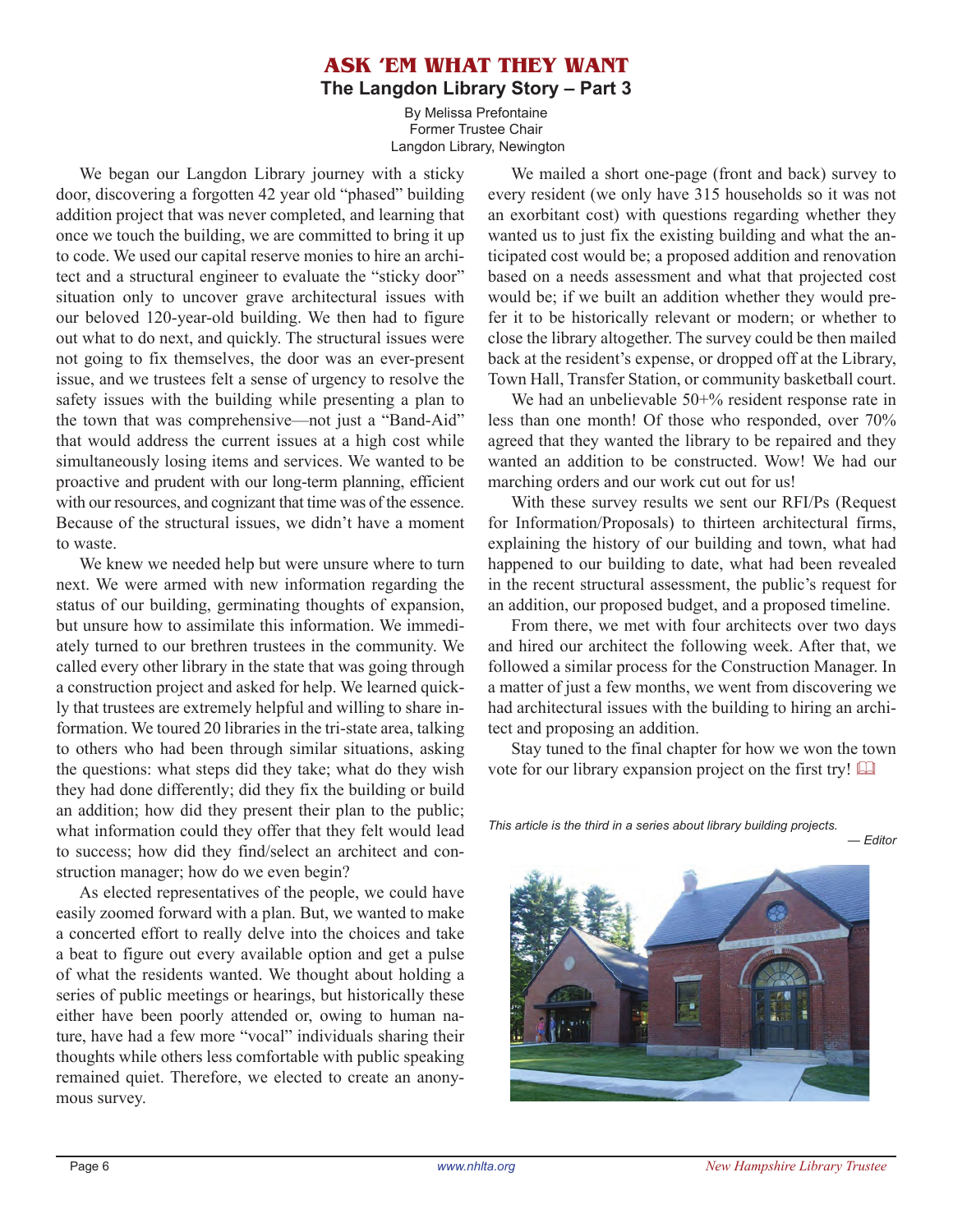# ASK 'EM WHAT THEY WANT

## The Langdon Library Story – Part 3

By Melissa Prefontaine
Former Trustee Chair
Langdon Library, Newington

We began our Langdon Library journey with a sticky door, discovering a forgotten 42 year old "phased" building addition project that was never completed, and learning that once we touch the building, we are committed to bring it up to code. We used our capital reserve monies to hire an architect and a structural engineer to evaluate the "sticky door" situation only to uncover grave architectural issues with our beloved 120-year-old building. We then had to figure out what to do next, and quickly. The structural issues were not going to fix themselves, the door was an ever-present issue, and we trustees felt a sense of urgency to resolve the safety issues with the building while presenting a plan to the town that was comprehensive—not just a "Band-Aid" that would address the current issues at a high cost while simultaneously losing items and services. We wanted to be proactive and prudent with our long-term planning, efficient with our resources, and cognizant that time was of the essence. Because of the structural issues, we didn't have a moment to waste.

We knew we needed help but were unsure where to turn next. We were armed with new information regarding the status of our building, germinating thoughts of expansion, but unsure how to assimilate this information. We immediately turned to our brethren trustees in the community. We called every other library in the state that was going through a construction project and asked for help. We learned quickly that trustees are extremely helpful and willing to share information. We toured 20 libraries in the tri-state area, talking to others who had been through similar situations, asking the questions: what steps did they take; what do they wish they had done differently; did they fix the building or build an addition; how did they present their plan to the public; what information could they offer that they felt would lead to success; how did they find/select an architect and construction manager; how do we even begin?

As elected representatives of the people, we could have easily zoomed forward with a plan. But, we wanted to make a concerted effort to really delve into the choices and take a beat to figure out every available option and get a pulse of what the residents wanted. We thought about holding a series of public meetings or hearings, but historically these either have been poorly attended or, owing to human nature, have had a few more "vocal" individuals sharing their thoughts while others less comfortable with public speaking remained quiet. Therefore, we elected to create an anonymous survey.

We mailed a short one-page (front and back) survey to every resident (we only have 315 households so it was not an exorbitant cost) with questions regarding whether they wanted us to just fix the existing building and what the anticipated cost would be; a proposed addition and renovation based on a needs assessment and what that projected cost would be; if we built an addition whether they would prefer it to be historically relevant or modern; or whether to close the library altogether. The survey could be then mailed back at the resident's expense, or dropped off at the Library, Town Hall, Transfer Station, or community basketball court.

We had an unbelievable 50+% resident response rate in less than one month! Of those who responded, over 70% agreed that they wanted the library to be repaired and they wanted an addition to be constructed. Wow! We had our marching orders and our work cut out for us!

With these survey results we sent our RFI/Ps (Request for Information/Proposals) to thirteen architectural firms, explaining the history of our building and town, what had happened to our building to date, what had been revealed in the recent structural assessment, the public's request for an addition, our proposed budget, and a proposed timeline.

From there, we met with four architects over two days and hired our architect the following week. After that, we followed a similar process for the Construction Manager. In a matter of just a few months, we went from discovering we had architectural issues with the building to hiring an architect and proposing an addition.

Stay tuned to the final chapter for how we won the town vote for our library expansion project on the first try! 📖

*This article is the third in a series about library building projects.*
*— Editor*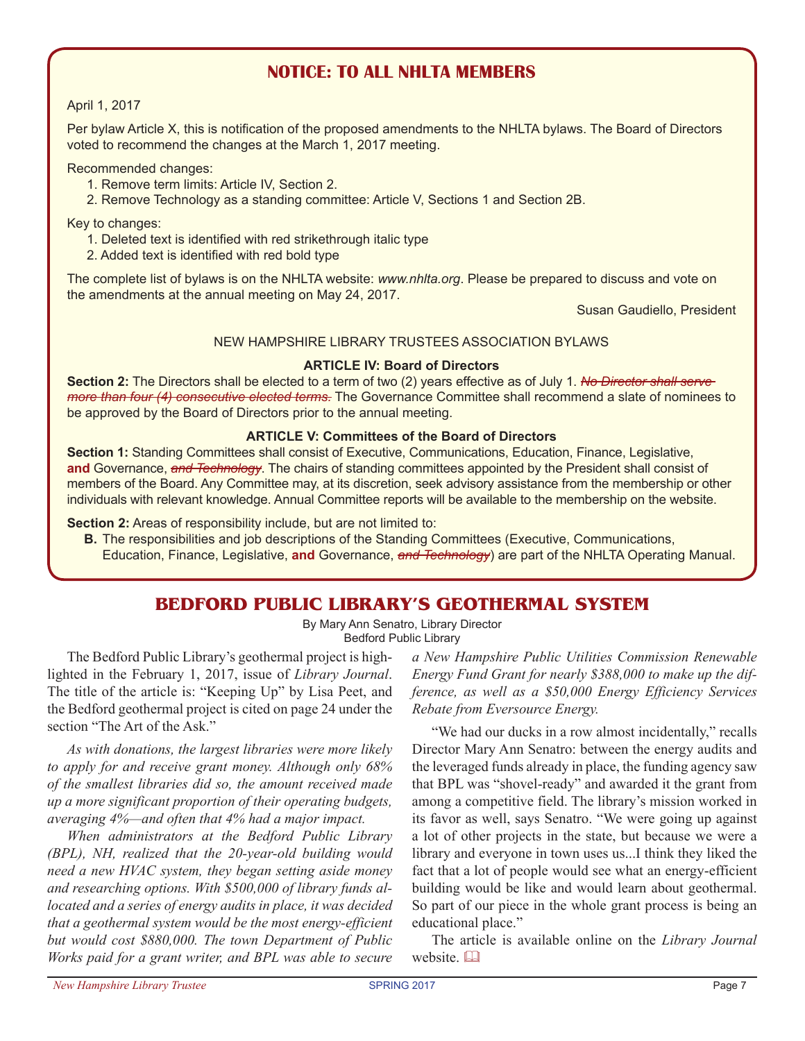## NOTICE: TO ALL NHLTA MEMBERS

April 1, 2017

Per bylaw Article X, this is notification of the proposed amendments to the NHLTA bylaws. The Board of Directors voted to recommend the changes at the March 1, 2017 meeting.

Recommended changes:

1. Remove term limits: Article IV, Section 2.
2. Remove Technology as a standing committee: Article V, Sections 1 and Section 2B.

Key to changes:

1. Deleted text is identified with red strikethrough italic type
2. Added text is identified with red bold type

The complete list of bylaws is on the NHLTA website: *www.nhlta.org*. Please be prepared to discuss and vote on the amendments at the annual meeting on May 24, 2017.

Susan Gaudiello, President

NEW HAMPSHIRE LIBRARY TRUSTEES ASSOCIATION BYLAWS

**ARTICLE IV: Board of Directors**

**Section 2:** The Directors shall be elected to a term of two (2) years effective as of July 1. ~~*No Director shall serve more than four (4) consecutive elected terms.*~~ The Governance Committee shall recommend a slate of nominees to be approved by the Board of Directors prior to the annual meeting.

**ARTICLE V: Committees of the Board of Directors**

**Section 1:** Standing Committees shall consist of Executive, Communications, Education, Finance, Legislative, **and** Governance, ~~*and Technology*~~. The chairs of standing committees appointed by the President shall consist of members of the Board. Any Committee may, at its discretion, seek advisory assistance from the membership or other individuals with relevant knowledge. Annual Committee reports will be available to the membership on the website.

**Section 2:** Areas of responsibility include, but are not limited to:

**B.** The responsibilities and job descriptions of the Standing Committees (Executive, Communications, Education, Finance, Legislative, **and** Governance, ~~*and Technology*~~) are part of the NHLTA Operating Manual.

## BEDFORD PUBLIC LIBRARY'S GEOTHERMAL SYSTEM

By Mary Ann Senatro, Library Director
Bedford Public Library

The Bedford Public Library's geothermal project is highlighted in the February 1, 2017, issue of *Library Journal*. The title of the article is: "Keeping Up" by Lisa Peet, and the Bedford geothermal project is cited on page 24 under the section "The Art of the Ask."

*As with donations, the largest libraries were more likely to apply for and receive grant money. Although only 68% of the smallest libraries did so, the amount received made up a more significant proportion of their operating budgets, averaging 4%—and often that 4% had a major impact.*

*When administrators at the Bedford Public Library (BPL), NH, realized that the 20-year-old building would need a new HVAC system, they began setting aside money and researching options. With $500,000 of library funds allocated and a series of energy audits in place, it was decided that a geothermal system would be the most energy-efficient but would cost $880,000. The town Department of Public Works paid for a grant writer, and BPL was able to secure a New Hampshire Public Utilities Commission Renewable Energy Fund Grant for nearly $388,000 to make up the difference, as well as a $50,000 Energy Efficiency Services Rebate from Eversource Energy.*

"We had our ducks in a row almost incidentally," recalls Director Mary Ann Senatro: between the energy audits and the leveraged funds already in place, the funding agency saw that BPL was "shovel-ready" and awarded it the grant from among a competitive field. The library's mission worked in its favor as well, says Senatro. "We were going up against a lot of other projects in the state, but because we were a library and everyone in town uses us...I think they liked the fact that a lot of people would see what an energy-efficient building would be like and would learn about geothermal. So part of our piece in the whole grant process is being an educational place."

The article is available online on the *Library Journal* website.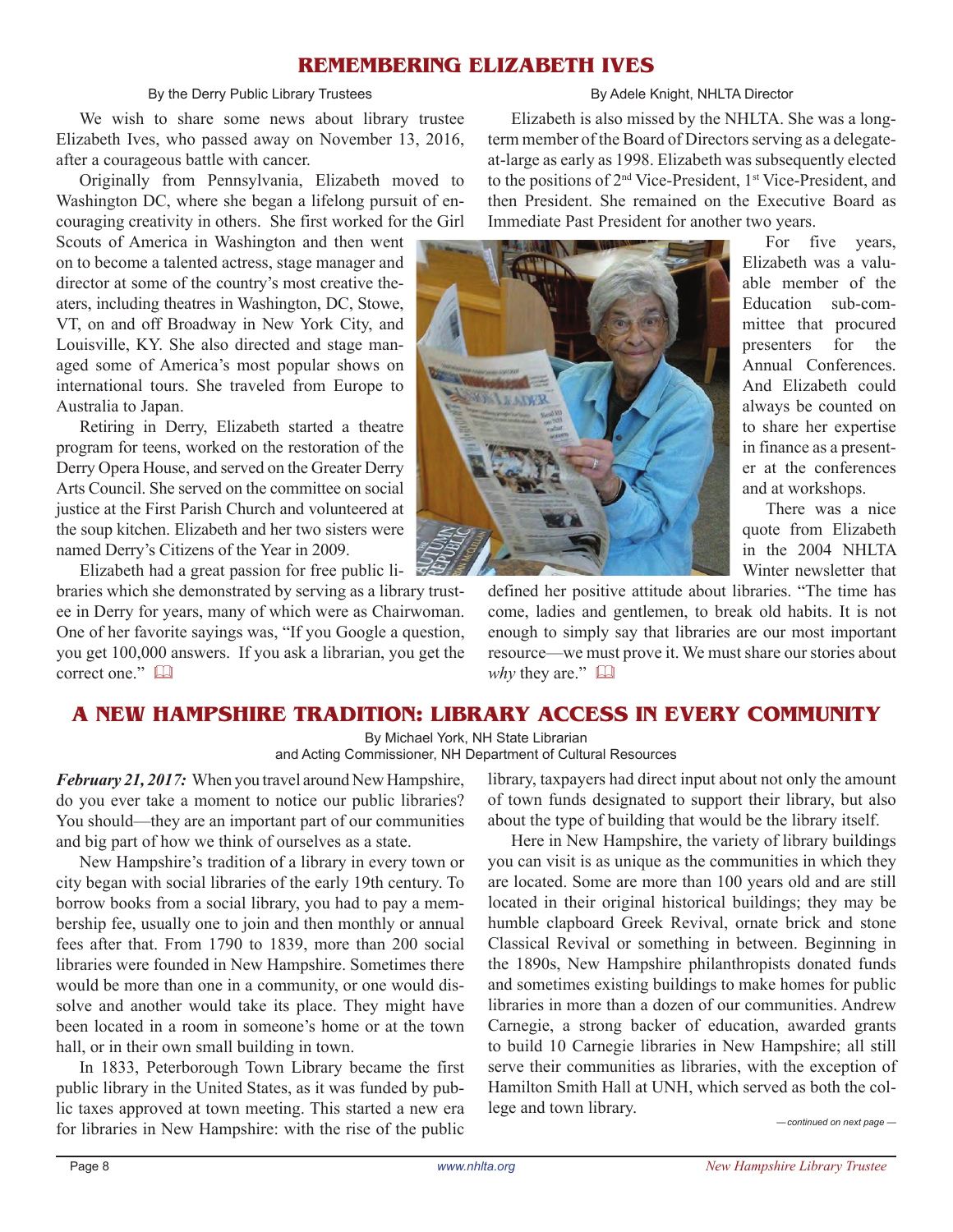# REMEMBERING ELIZABETH IVES

By the Derry Public Library Trustees

We wish to share some news about library trustee Elizabeth Ives, who passed away on November 13, 2016, after a courageous battle with cancer.

Originally from Pennsylvania, Elizabeth moved to Washington DC, where she began a lifelong pursuit of encouraging creativity in others. She first worked for the Girl Scouts of America in Washington and then went on to become a talented actress, stage manager and director at some of the country's most creative theaters, including theatres in Washington, DC, Stowe, VT, on and off Broadway in New York City, and Louisville, KY. She also directed and stage managed some of America's most popular shows on international tours. She traveled from Europe to Australia to Japan.

Retiring in Derry, Elizabeth started a theatre program for teens, worked on the restoration of the Derry Opera House, and served on the Greater Derry Arts Council. She served on the committee on social justice at the First Parish Church and volunteered at the soup kitchen. Elizabeth and her two sisters were named Derry's Citizens of the Year in 2009.

Elizabeth had a great passion for free public libraries which she demonstrated by serving as a library trustee in Derry for years, many of which were as Chairwoman. One of her favorite sayings was, "If you Google a question, you get 100,000 answers. If you ask a librarian, you get the correct one."

By Adele Knight, NHLTA Director

Elizabeth is also missed by the NHLTA. She was a long-term member of the Board of Directors serving as a delegate-at-large as early as 1998. Elizabeth was subsequently elected to the positions of 2nd Vice-President, 1st Vice-President, and then President. She remained on the Executive Board as Immediate Past President for another two years.

For five years, Elizabeth was a valuable member of the Education sub-committee that procured presenters for the Annual Conferences. And Elizabeth could always be counted on to share her expertise in finance as a presenter at the conferences and at workshops.

There was a nice quote from Elizabeth in the 2004 NHLTA Winter newsletter that defined her positive attitude about libraries. "The time has come, ladies and gentlemen, to break old habits. It is not enough to simply say that libraries are our most important resource—we must prove it. We must share our stories about *why* they are."

# A NEW HAMPSHIRE TRADITION: LIBRARY ACCESS IN EVERY COMMUNITY

By Michael York, NH State Librarian
and Acting Commissioner, NH Department of Cultural Resources

***February 21, 2017:*** When you travel around New Hampshire, do you ever take a moment to notice our public libraries? You should—they are an important part of our communities and big part of how we think of ourselves as a state.

New Hampshire's tradition of a library in every town or city began with social libraries of the early 19th century. To borrow books from a social library, you had to pay a membership fee, usually one to join and then monthly or annual fees after that. From 1790 to 1839, more than 200 social libraries were founded in New Hampshire. Sometimes there would be more than one in a community, or one would dissolve and another would take its place. They might have been located in a room in someone's home or at the town hall, or in their own small building in town.

In 1833, Peterborough Town Library became the first public library in the United States, as it was funded by public taxes approved at town meeting. This started a new era for libraries in New Hampshire: with the rise of the public library, taxpayers had direct input about not only the amount of town funds designated to support their library, but also about the type of building that would be the library itself.

Here in New Hampshire, the variety of library buildings you can visit is as unique as the communities in which they are located. Some are more than 100 years old and are still located in their original historical buildings; they may be humble clapboard Greek Revival, ornate brick and stone Classical Revival or something in between. Beginning in the 1890s, New Hampshire philanthropists donated funds and sometimes existing buildings to make homes for public libraries in more than a dozen of our communities. Andrew Carnegie, a strong backer of education, awarded grants to build 10 Carnegie libraries in New Hampshire; all still serve their communities as libraries, with the exception of Hamilton Smith Hall at UNH, which served as both the college and town library.

*— continued on next page —*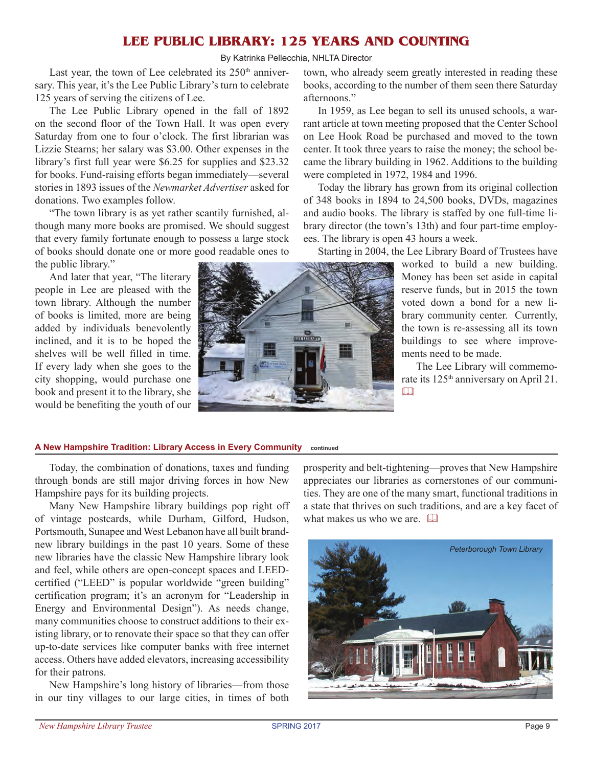# LEE PUBLIC LIBRARY: 125 YEARS AND COUNTING

By Katrinka Pellecchia, NHLTA Director

Last year, the town of Lee celebrated its 250th anniversary. This year, it's the Lee Public Library's turn to celebrate 125 years of serving the citizens of Lee.

The Lee Public Library opened in the fall of 1892 on the second floor of the Town Hall. It was open every Saturday from one to four o'clock. The first librarian was Lizzie Stearns; her salary was $3.00. Other expenses in the library's first full year were $6.25 for supplies and $23.32 for books. Fund-raising efforts began immediately—several stories in 1893 issues of the *Newmarket Advertiser* asked for donations. Two examples follow.

"The town library is as yet rather scantily furnished, although many more books are promised. We should suggest that every family fortunate enough to possess a large stock of books should donate one or more good readable ones to the public library."

And later that year, "The literary people in Lee are pleased with the town library. Although the number of books is limited, more are being added by individuals benevolently inclined, and it is to be hoped the shelves will be well filled in time. If every lady when she goes to the city shopping, would purchase one book and present it to the library, she would be benefiting the youth of our town, who already seem greatly interested in reading these books, according to the number of them seen there Saturday afternoons."

In 1959, as Lee began to sell its unused schools, a warrant article at town meeting proposed that the Center School on Lee Hook Road be purchased and moved to the town center. It took three years to raise the money; the school became the library building in 1962. Additions to the building were completed in 1972, 1984 and 1996.

Today the library has grown from its original collection of 348 books in 1894 to 24,500 books, DVDs, magazines and audio books. The library is staffed by one full-time library director (the town's 13th) and four part-time employees. The library is open 43 hours a week.

Starting in 2004, the Lee Library Board of Trustees have worked to build a new building. Money has been set aside in capital reserve funds, but in 2015 the town voted down a bond for a new library community center. Currently, the town is re-assessing all its town buildings to see where improvements need to be made.

The Lee Library will commemorate its 125th anniversary on April 21.

---

**A New Hampshire Tradition: Library Access in Every Community** continued

Today, the combination of donations, taxes and funding through bonds are still major driving forces in how New Hampshire pays for its building projects.

Many New Hampshire library buildings pop right off of vintage postcards, while Durham, Gilford, Hudson, Portsmouth, Sunapee and West Lebanon have all built brand-new library buildings in the past 10 years. Some of these new libraries have the classic New Hampshire library look and feel, while others are open-concept spaces and LEED-certified ("LEED" is popular worldwide "green building" certification program; it's an acronym for "Leadership in Energy and Environmental Design"). As needs change, many communities choose to construct additions to their existing library, or to renovate their space so that they can offer up-to-date services like computer banks with free internet access. Others have added elevators, increasing accessibility for their patrons.

New Hampshire's long history of libraries—from those in our tiny villages to our large cities, in times of both prosperity and belt-tightening—proves that New Hampshire appreciates our libraries as cornerstones of our communities. They are one of the many smart, functional traditions in a state that thrives on such traditions, and are a key facet of what makes us who we are.

*Peterborough Town Library*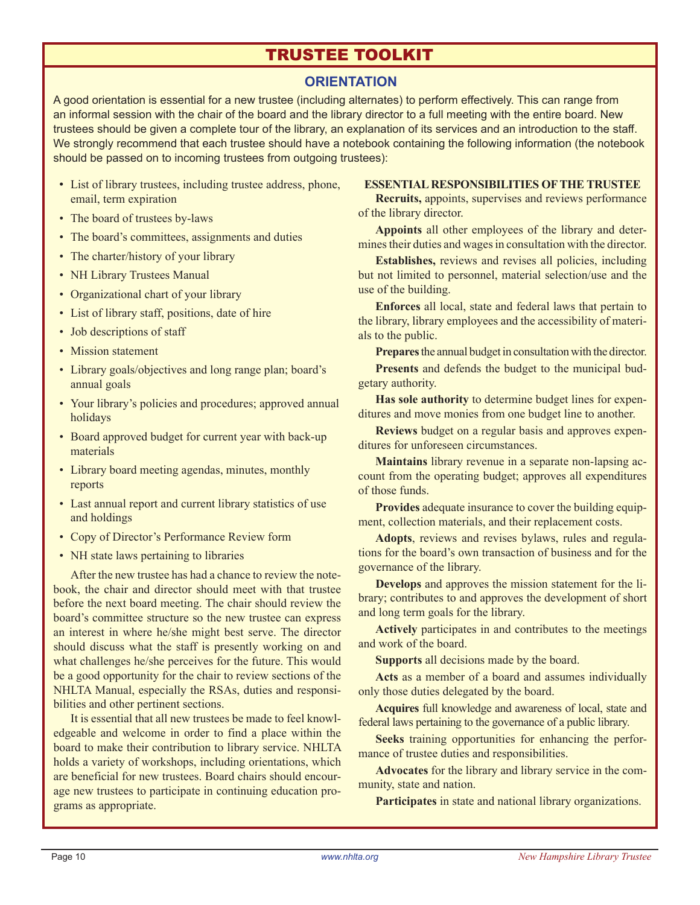# TRUSTEE TOOLKIT

## ORIENTATION

A good orientation is essential for a new trustee (including alternates) to perform effectively. This can range from an informal session with the chair of the board and the library director to a full meeting with the entire board. New trustees should be given a complete tour of the library, an explanation of its services and an introduction to the staff. We strongly recommend that each trustee should have a notebook containing the following information (the notebook should be passed on to incoming trustees from outgoing trustees):

- List of library trustees, including trustee address, phone, email, term expiration
- The board of trustees by-laws
- The board's committees, assignments and duties
- The charter/history of your library
- NH Library Trustees Manual
- Organizational chart of your library
- List of library staff, positions, date of hire
- Job descriptions of staff
- Mission statement
- Library goals/objectives and long range plan; board's annual goals
- Your library's policies and procedures; approved annual holidays
- Board approved budget for current year with back-up materials
- Library board meeting agendas, minutes, monthly reports
- Last annual report and current library statistics of use and holdings
- Copy of Director's Performance Review form
- NH state laws pertaining to libraries

After the new trustee has had a chance to review the notebook, the chair and director should meet with that trustee before the next board meeting. The chair should review the board's committee structure so the new trustee can express an interest in where he/she might best serve. The director should discuss what the staff is presently working on and what challenges he/she perceives for the future. This would be a good opportunity for the chair to review sections of the NHLTA Manual, especially the RSAs, duties and responsibilities and other pertinent sections.

It is essential that all new trustees be made to feel knowledgeable and welcome in order to find a place within the board to make their contribution to library service. NHLTA holds a variety of workshops, including orientations, which are beneficial for new trustees. Board chairs should encourage new trustees to participate in continuing education programs as appropriate.

### ESSENTIAL RESPONSIBILITIES OF THE TRUSTEE

**Recruits,** appoints, supervises and reviews performance of the library director.

**Appoints** all other employees of the library and determines their duties and wages in consultation with the director.

**Establishes,** reviews and revises all policies, including but not limited to personnel, material selection/use and the use of the building.

**Enforces** all local, state and federal laws that pertain to the library, library employees and the accessibility of materials to the public.

**Prepares** the annual budget in consultation with the director.

**Presents** and defends the budget to the municipal budgetary authority.

**Has sole authority** to determine budget lines for expenditures and move monies from one budget line to another.

**Reviews** budget on a regular basis and approves expenditures for unforeseen circumstances.

**Maintains** library revenue in a separate non-lapsing account from the operating budget; approves all expenditures of those funds.

**Provides** adequate insurance to cover the building equipment, collection materials, and their replacement costs.

**Adopts**, reviews and revises bylaws, rules and regulations for the board's own transaction of business and for the governance of the library.

**Develops** and approves the mission statement for the library; contributes to and approves the development of short and long term goals for the library.

**Actively** participates in and contributes to the meetings and work of the board.

**Supports** all decisions made by the board.

**Acts** as a member of a board and assumes individually only those duties delegated by the board.

**Acquires** full knowledge and awareness of local, state and federal laws pertaining to the governance of a public library.

**Seeks** training opportunities for enhancing the performance of trustee duties and responsibilities.

**Advocates** for the library and library service in the community, state and nation.

**Participates** in state and national library organizations.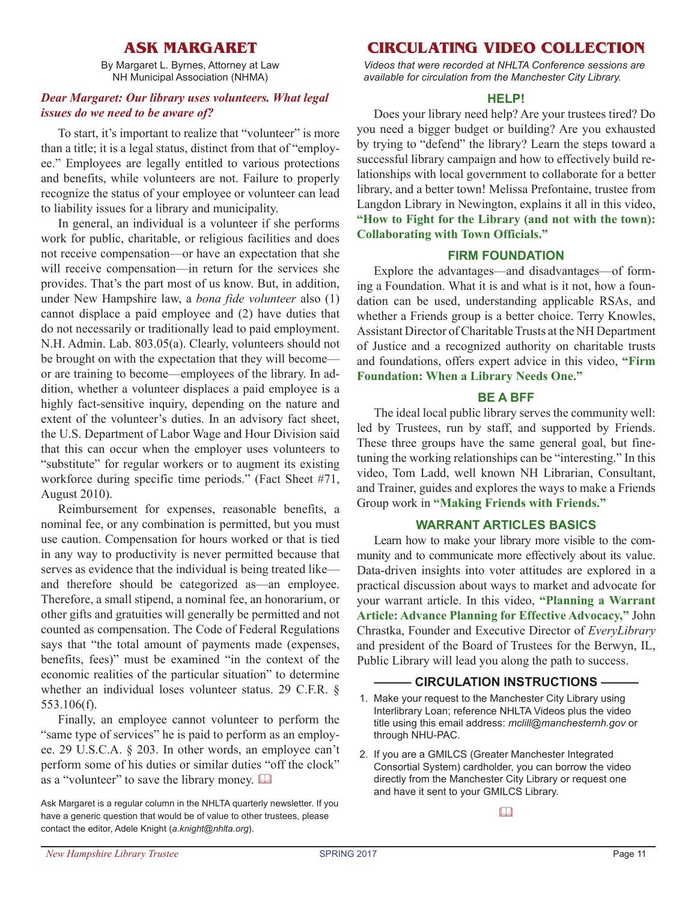## ASK MARGARET

By Margaret L. Byrnes, Attorney at Law
NH Municipal Association (NHMA)

***Dear Margaret: Our library uses volunteers. What legal issues do we need to be aware of?***

To start, it's important to realize that "volunteer" is more than a title; it is a legal status, distinct from that of "employee." Employees are legally entitled to various protections and benefits, while volunteers are not. Failure to properly recognize the status of your employee or volunteer can lead to liability issues for a library and municipality.

In general, an individual is a volunteer if she performs work for public, charitable, or religious facilities and does not receive compensation—or have an expectation that she will receive compensation—in return for the services she provides. That's the part most of us know. But, in addition, under New Hampshire law, a *bona fide volunteer* also (1) cannot displace a paid employee and (2) have duties that do not necessarily or traditionally lead to paid employment. N.H. Admin. Lab. 803.05(a). Clearly, volunteers should not be brought on with the expectation that they will become—or are training to become—employees of the library. In addition, whether a volunteer displaces a paid employee is a highly fact-sensitive inquiry, depending on the nature and extent of the volunteer's duties. In an advisory fact sheet, the U.S. Department of Labor Wage and Hour Division said that this can occur when the employer uses volunteers to "substitute" for regular workers or to augment its existing workforce during specific time periods." (Fact Sheet #71, August 2010).

Reimbursement for expenses, reasonable benefits, a nominal fee, or any combination is permitted, but you must use caution. Compensation for hours worked or that is tied in any way to productivity is never permitted because that serves as evidence that the individual is being treated like—and therefore should be categorized as—an employee. Therefore, a small stipend, a nominal fee, an honorarium, or other gifts and gratuities will generally be permitted and not counted as compensation. The Code of Federal Regulations says that "the total amount of payments made (expenses, benefits, fees)" must be examined "in the context of the economic realities of the particular situation" to determine whether an individual loses volunteer status. 29 C.F.R. § 553.106(f).

Finally, an employee cannot volunteer to perform the "same type of services" he is paid to perform as an employee. 29 U.S.C.A. § 203. In other words, an employee can't perform some of his duties or similar duties "off the clock" as a "volunteer" to save the library money.

Ask Margaret is a regular column in the NHLTA quarterly newsletter. If you have a generic question that would be of value to other trustees, please contact the editor, Adele Knight (*a.knight@nhlta.org*).

## CIRCULATING VIDEO COLLECTION

*Videos that were recorded at NHLTA Conference sessions are available for circulation from the Manchester City Library.*

### HELP!

Does your library need help? Are your trustees tired? Do you need a bigger budget or building? Are you exhausted by trying to "defend" the library? Learn the steps toward a successful library campaign and how to effectively build relationships with local government to collaborate for a better library, and a better town! Melissa Prefontaine, trustee from Langdon Library in Newington, explains it all in this video, **"How to Fight for the Library (and not with the town): Collaborating with Town Officials."**

### FIRM FOUNDATION

Explore the advantages—and disadvantages—of forming a Foundation. What it is and what is it not, how a foundation can be used, understanding applicable RSAs, and whether a Friends group is a better choice. Terry Knowles, Assistant Director of Charitable Trusts at the NH Department of Justice and a recognized authority on charitable trusts and foundations, offers expert advice in this video, **"Firm Foundation: When a Library Needs One."**

### BE A BFF

The ideal local public library serves the community well: led by Trustees, run by staff, and supported by Friends. These three groups have the same general goal, but fine-tuning the working relationships can be "interesting." In this video, Tom Ladd, well known NH Librarian, Consultant, and Trainer, guides and explores the ways to make a Friends Group work in **"Making Friends with Friends."**

### WARRANT ARTICLES BASICS

Learn how to make your library more visible to the community and to communicate more effectively about its value. Data-driven insights into voter attitudes are explored in a practical discussion about ways to market and advocate for your warrant article. In this video, **"Planning a Warrant Article: Advance Planning for Effective Advocacy,"** John Chrastka, Founder and Executive Director of *EveryLibrary* and president of the Board of Trustees for the Berwyn, IL, Public Library will lead you along the path to success.

### CIRCULATION INSTRUCTIONS

1. Make your request to the Manchester City Library using Interlibrary Loan; reference NHLTA Videos plus the video title using this email address: *mclill@manchesternh.gov* or through NHU-PAC.
2. If you are a GMILCS (Greater Manchester Integrated Consortial System) cardholder, you can borrow the video directly from the Manchester City Library or request one and have it sent to your GMILCS Library.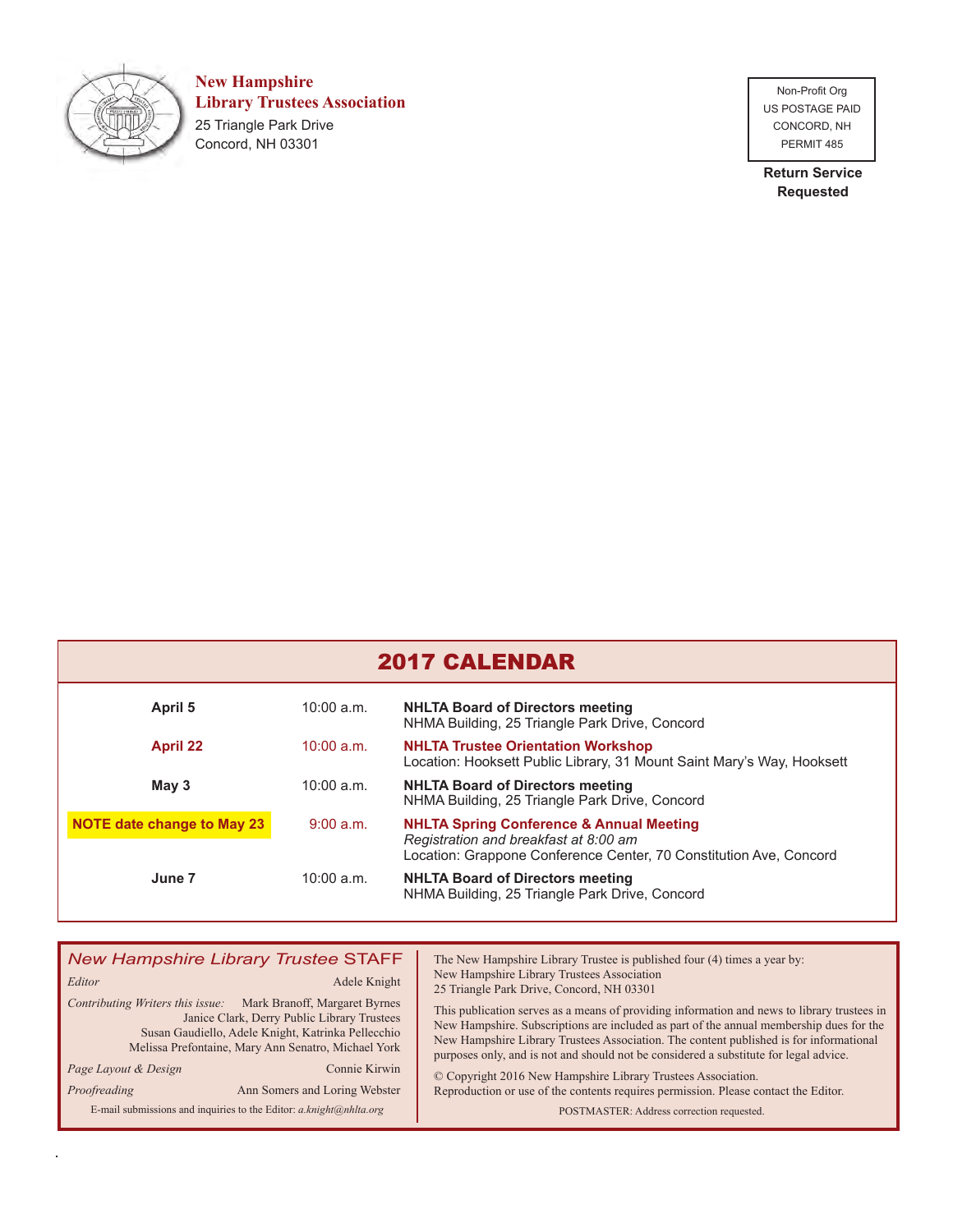**New Hampshire Library Trustees Association**
25 Triangle Park Drive
Concord, NH 03301

Non-Profit Org
US POSTAGE PAID
CONCORD, NH
PERMIT 485

**Return Service Requested**

## 2017 CALENDAR

| | | |
|---|---|---|
| **April 5** | 10:00 a.m. | **NHLTA Board of Directors meeting**<br>NHMA Building, 25 Triangle Park Drive, Concord |
| **April 22** | 10:00 a.m. | **NHLTA Trustee Orientation Workshop**<br>Location: Hooksett Public Library, 31 Mount Saint Mary's Way, Hooksett |
| **May 3** | 10:00 a.m. | **NHLTA Board of Directors meeting**<br>NHMA Building, 25 Triangle Park Drive, Concord |
| **NOTE date change to May 23** | 9:00 a.m. | **NHLTA Spring Conference & Annual Meeting**<br>*Registration and breakfast at 8:00 am*<br>Location: Grappone Conference Center, 70 Constitution Ave, Concord |
| **June 7** | 10:00 a.m. | **NHLTA Board of Directors meeting**<br>NHMA Building, 25 Triangle Park Drive, Concord |

### *New Hampshire Library Trustee* STAFF

*Editor* Adele Knight

*Contributing Writers this issue:* Mark Branoff, Margaret Byrnes, Janice Clark, Derry Public Library Trustees, Susan Gaudiello, Adele Knight, Katrinka Pellecchio, Melissa Prefontaine, Mary Ann Senatro, Michael York

*Page Layout & Design* Connie Kirwin

*Proofreading* Ann Somers and Loring Webster

E-mail submissions and inquiries to the Editor: *a.knight@nhlta.org*

The New Hampshire Library Trustee is published four (4) times a year by:
New Hampshire Library Trustees Association
25 Triangle Park Drive, Concord, NH 03301

This publication serves as a means of providing information and news to library trustees in New Hampshire. Subscriptions are included as part of the annual membership dues for the New Hampshire Library Trustees Association. The content published is for informational purposes only, and is not and should not be considered a substitute for legal advice.

© Copyright 2016 New Hampshire Library Trustees Association.
Reproduction or use of the contents requires permission. Please contact the Editor.

POSTMASTER: Address correction requested.